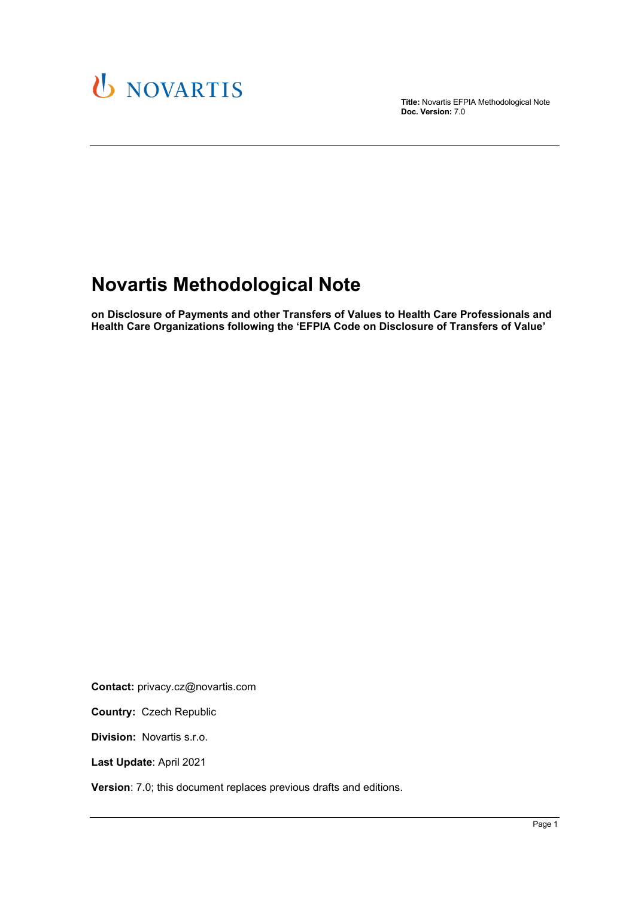NOVARTIS

**Title:** Novartis EFPIA Methodological Note
**Doc. Version:** 7.0

# Novartis Methodological Note

**on Disclosure of Payments and other Transfers of Values to Health Care Professionals and Health Care Organizations following the 'EFPIA Code on Disclosure of Transfers of Value'**

**Contact:** privacy.cz@novartis.com

**Country:** Czech Republic

**Division:** Novartis s.r.o.

**Last Update**: April 2021

**Version**: 7.0; this document replaces previous drafts and editions.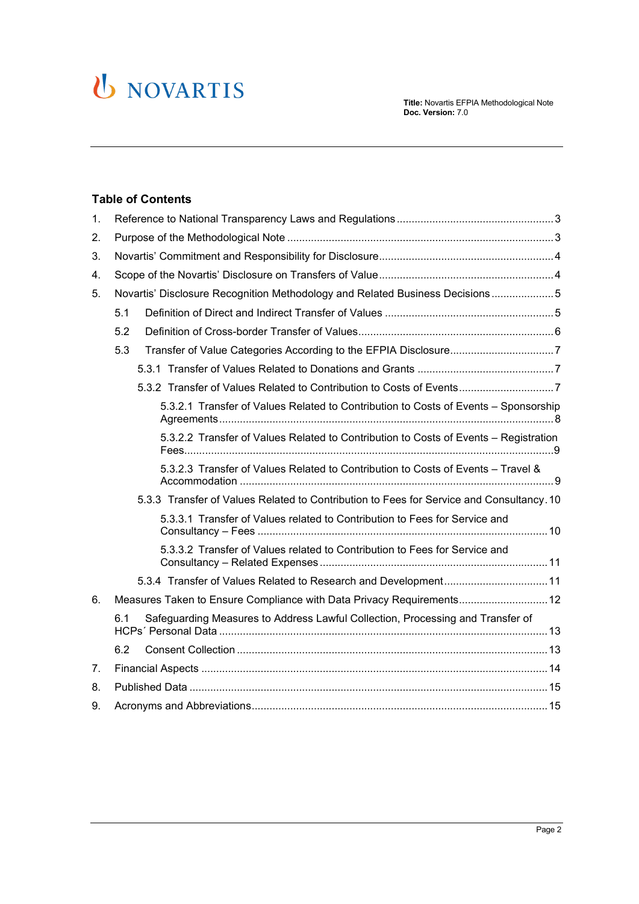## Table of Contents

1. Reference to National Transparency Laws and Regulations ... 3
2. Purpose of the Methodological Note ... 3
3. Novartis' Commitment and Responsibility for Disclosure ... 4
4. Scope of the Novartis' Disclosure on Transfers of Value ... 4
5. Novartis' Disclosure Recognition Methodology and Related Business Decisions ... 5
   - 5.1 Definition of Direct and Indirect Transfer of Values ... 5
   - 5.2 Definition of Cross-border Transfer of Values ... 6
   - 5.3 Transfer of Value Categories According to the EFPIA Disclosure ... 7
     - 5.3.1 Transfer of Values Related to Donations and Grants ... 7
     - 5.3.2 Transfer of Values Related to Contribution to Costs of Events ... 7
       - 5.3.2.1 Transfer of Values Related to Contribution to Costs of Events – Sponsorship Agreements ... 8
       - 5.3.2.2 Transfer of Values Related to Contribution to Costs of Events – Registration Fees ... 9
       - 5.3.2.3 Transfer of Values Related to Contribution to Costs of Events – Travel & Accommodation ... 9
     - 5.3.3 Transfer of Values Related to Contribution to Fees for Service and Consultancy ... 10
       - 5.3.3.1 Transfer of Values related to Contribution to Fees for Service and Consultancy – Fees ... 10
       - 5.3.3.2 Transfer of Values related to Contribution to Fees for Service and Consultancy – Related Expenses ... 11
     - 5.3.4 Transfer of Values Related to Research and Development ... 11
6. Measures Taken to Ensure Compliance with Data Privacy Requirements ... 12
   - 6.1 Safeguarding Measures to Address Lawful Collection, Processing and Transfer of HCPs´ Personal Data ... 13
   - 6.2 Consent Collection ... 13
7. Financial Aspects ... 14
8. Published Data ... 15
9. Acronyms and Abbreviations ... 15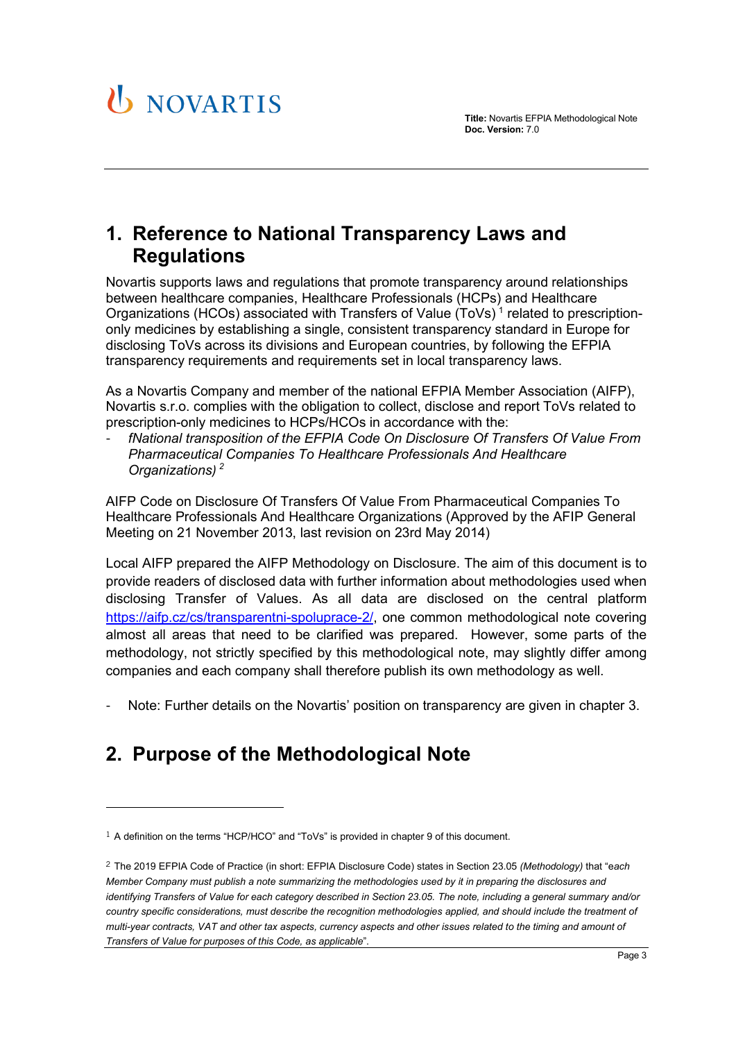# 1. Reference to National Transparency Laws and Regulations

Novartis supports laws and regulations that promote transparency around relationships between healthcare companies, Healthcare Professionals (HCPs) and Healthcare Organizations (HCOs) associated with Transfers of Value (ToVs) [1] related to prescription-only medicines by establishing a single, consistent transparency standard in Europe for disclosing ToVs across its divisions and European countries, by following the EFPIA transparency requirements and requirements set in local transparency laws.

As a Novartis Company and member of the national EFPIA Member Association (AIFP), Novartis s.r.o. complies with the obligation to collect, disclose and report ToVs related to prescription-only medicines to HCPs/HCOs in accordance with the:

- *fNational transposition of the EFPIA Code On Disclosure Of Transfers Of Value From Pharmaceutical Companies To Healthcare Professionals And Healthcare Organizations)* [2]

AIFP Code on Disclosure Of Transfers Of Value From Pharmaceutical Companies To Healthcare Professionals And Healthcare Organizations (Approved by the AFIP General Meeting on 21 November 2013, last revision on 23rd May 2014)

Local AIFP prepared the AIFP Methodology on Disclosure. The aim of this document is to provide readers of disclosed data with further information about methodologies used when disclosing Transfer of Values. As all data are disclosed on the central platform https://aifp.cz/cs/transparentni-spoluprace-2/, one common methodological note covering almost all areas that need to be clarified was prepared. However, some parts of the methodology, not strictly specified by this methodological note, may slightly differ among companies and each company shall therefore publish its own methodology as well.

- Note: Further details on the Novartis' position on transparency are given in chapter 3.

# 2. Purpose of the Methodological Note

[1] A definition on the terms "HCP/HCO" and "ToVs" is provided in chapter 9 of this document.

[2] The 2019 EFPIA Code of Practice (in short: EFPIA Disclosure Code) states in Section 23.05 *(Methodology)* that "*each Member Company must publish a note summarizing the methodologies used by it in preparing the disclosures and identifying Transfers of Value for each category described in Section 23.05. The note, including a general summary and/or country specific considerations, must describe the recognition methodologies applied, and should include the treatment of multi-year contracts, VAT and other tax aspects, currency aspects and other issues related to the timing and amount of Transfers of Value for purposes of this Code, as applicable*".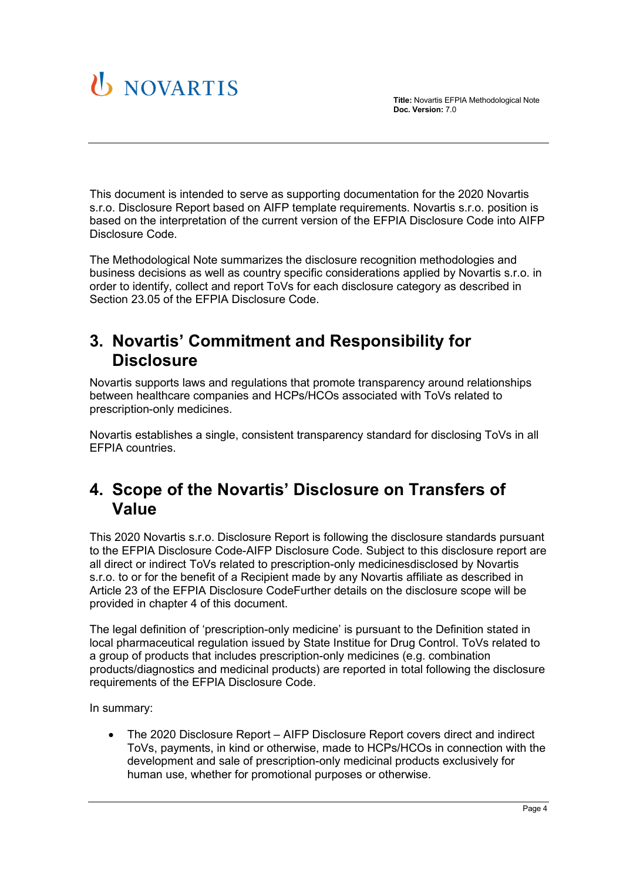This document is intended to serve as supporting documentation for the 2020 Novartis s.r.o. Disclosure Report based on AIFP template requirements. Novartis s.r.o. position is based on the interpretation of the current version of the EFPIA Disclosure Code into AIFP Disclosure Code.

The Methodological Note summarizes the disclosure recognition methodologies and business decisions as well as country specific considerations applied by Novartis s.r.o. in order to identify, collect and report ToVs for each disclosure category as described in Section 23.05 of the EFPIA Disclosure Code.

# 3. Novartis' Commitment and Responsibility for Disclosure

Novartis supports laws and regulations that promote transparency around relationships between healthcare companies and HCPs/HCOs associated with ToVs related to prescription-only medicines.

Novartis establishes a single, consistent transparency standard for disclosing ToVs in all EFPIA countries.

# 4. Scope of the Novartis' Disclosure on Transfers of Value

This 2020 Novartis s.r.o. Disclosure Report is following the disclosure standards pursuant to the EFPIA Disclosure Code-AIFP Disclosure Code. Subject to this disclosure report are all direct or indirect ToVs related to prescription-only medicinesdisclosed by Novartis s.r.o. to or for the benefit of a Recipient made by any Novartis affiliate as described in Article 23 of the EFPIA Disclosure CodeFurther details on the disclosure scope will be provided in chapter 4 of this document.

The legal definition of 'prescription-only medicine' is pursuant to the Definition stated in local pharmaceutical regulation issued by State Institue for Drug Control. ToVs related to a group of products that includes prescription-only medicines (e.g. combination products/diagnostics and medicinal products) are reported in total following the disclosure requirements of the EFPIA Disclosure Code.

In summary:

- The 2020 Disclosure Report – AIFP Disclosure Report covers direct and indirect ToVs, payments, in kind or otherwise, made to HCPs/HCOs in connection with the development and sale of prescription-only medicinal products exclusively for human use, whether for promotional purposes or otherwise.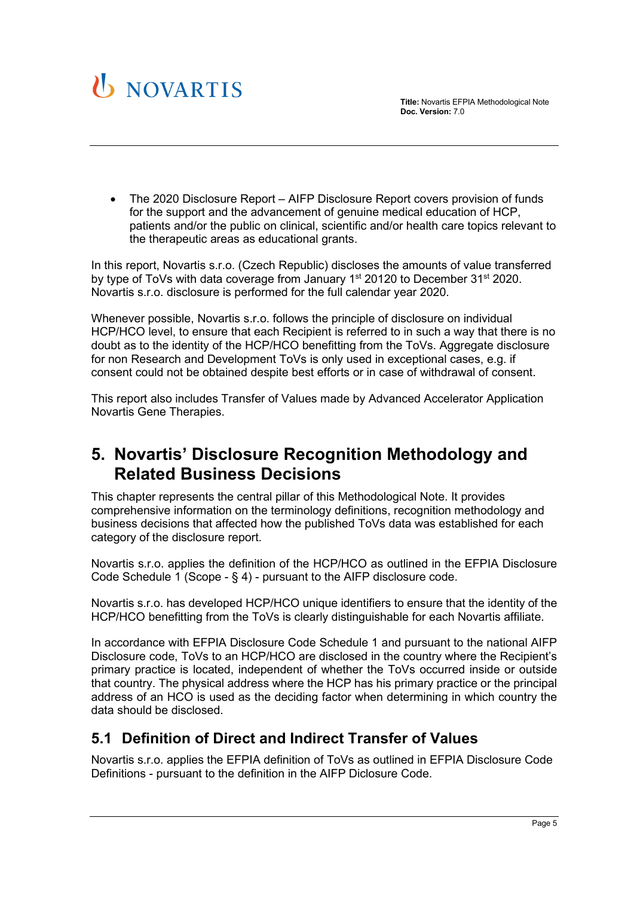- The 2020 Disclosure Report – AIFP Disclosure Report covers provision of funds for the support and the advancement of genuine medical education of HCP, patients and/or the public on clinical, scientific and/or health care topics relevant to the therapeutic areas as educational grants.

In this report, Novartis s.r.o. (Czech Republic) discloses the amounts of value transferred by type of ToVs with data coverage from January 1st 20120 to December 31st 2020. Novartis s.r.o. disclosure is performed for the full calendar year 2020.

Whenever possible, Novartis s.r.o. follows the principle of disclosure on individual HCP/HCO level, to ensure that each Recipient is referred to in such a way that there is no doubt as to the identity of the HCP/HCO benefitting from the ToVs. Aggregate disclosure for non Research and Development ToVs is only used in exceptional cases, e.g. if consent could not be obtained despite best efforts or in case of withdrawal of consent.

This report also includes Transfer of Values made by Advanced Accelerator Application Novartis Gene Therapies.

# 5. Novartis' Disclosure Recognition Methodology and Related Business Decisions

This chapter represents the central pillar of this Methodological Note. It provides comprehensive information on the terminology definitions, recognition methodology and business decisions that affected how the published ToVs data was established for each category of the disclosure report.

Novartis s.r.o. applies the definition of the HCP/HCO as outlined in the EFPIA Disclosure Code Schedule 1 (Scope - § 4) - pursuant to the AIFP disclosure code.

Novartis s.r.o. has developed HCP/HCO unique identifiers to ensure that the identity of the HCP/HCO benefitting from the ToVs is clearly distinguishable for each Novartis affiliate.

In accordance with EFPIA Disclosure Code Schedule 1 and pursuant to the national AIFP Disclosure code, ToVs to an HCP/HCO are disclosed in the country where the Recipient's primary practice is located, independent of whether the ToVs occurred inside or outside that country. The physical address where the HCP has his primary practice or the principal address of an HCO is used as the deciding factor when determining in which country the data should be disclosed.

## 5.1 Definition of Direct and Indirect Transfer of Values

Novartis s.r.o. applies the EFPIA definition of ToVs as outlined in EFPIA Disclosure Code Definitions - pursuant to the definition in the AIFP Diclosure Code.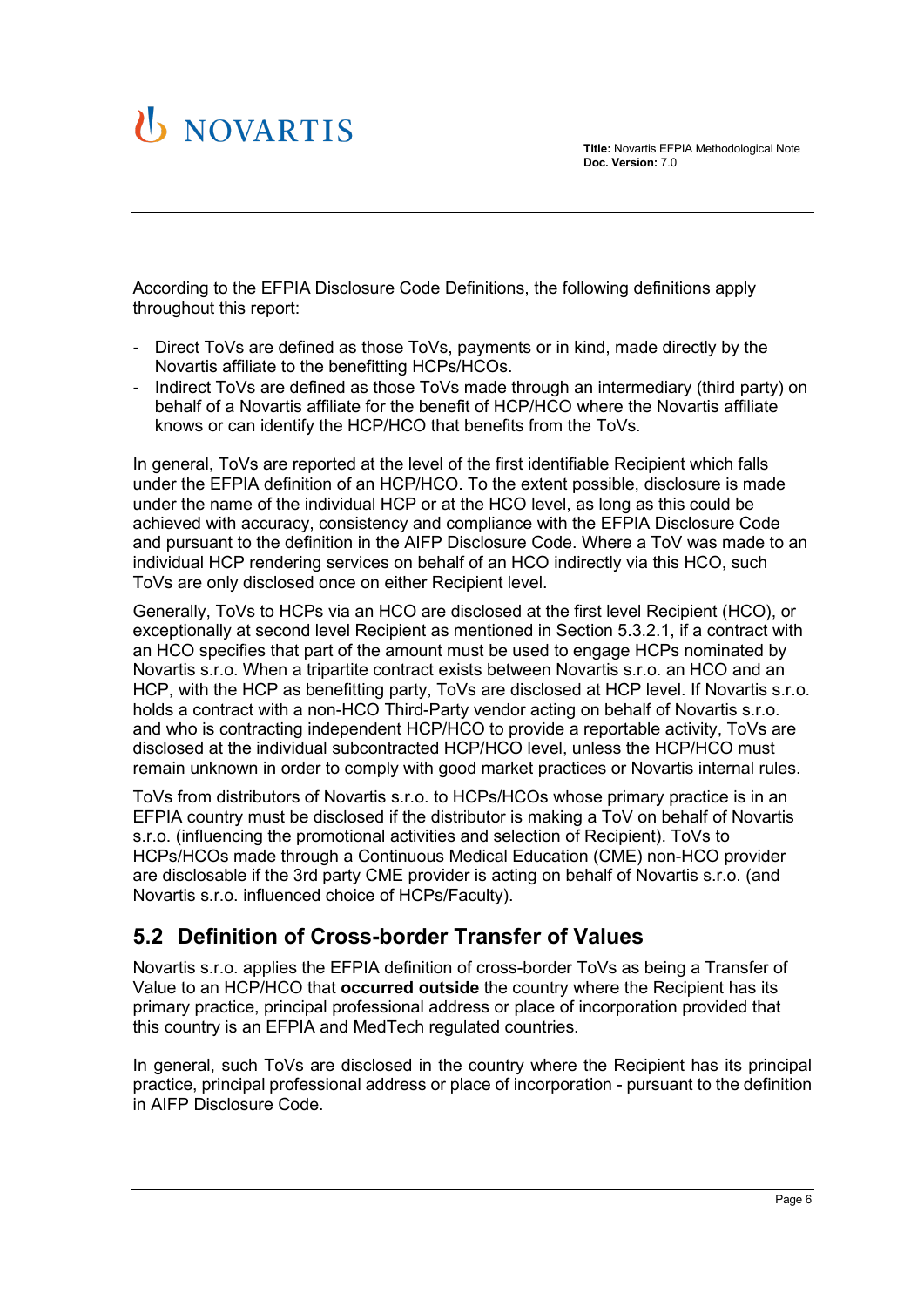According to the EFPIA Disclosure Code Definitions, the following definitions apply throughout this report:

- Direct ToVs are defined as those ToVs, payments or in kind, made directly by the Novartis affiliate to the benefitting HCPs/HCOs.
- Indirect ToVs are defined as those ToVs made through an intermediary (third party) on behalf of a Novartis affiliate for the benefit of HCP/HCO where the Novartis affiliate knows or can identify the HCP/HCO that benefits from the ToVs.

In general, ToVs are reported at the level of the first identifiable Recipient which falls under the EFPIA definition of an HCP/HCO. To the extent possible, disclosure is made under the name of the individual HCP or at the HCO level, as long as this could be achieved with accuracy, consistency and compliance with the EFPIA Disclosure Code and pursuant to the definition in the AIFP Disclosure Code. Where a ToV was made to an individual HCP rendering services on behalf of an HCO indirectly via this HCO, such ToVs are only disclosed once on either Recipient level.

Generally, ToVs to HCPs via an HCO are disclosed at the first level Recipient (HCO), or exceptionally at second level Recipient as mentioned in Section 5.3.2.1, if a contract with an HCO specifies that part of the amount must be used to engage HCPs nominated by Novartis s.r.o. When a tripartite contract exists between Novartis s.r.o. an HCO and an HCP, with the HCP as benefitting party, ToVs are disclosed at HCP level. If Novartis s.r.o. holds a contract with a non-HCO Third-Party vendor acting on behalf of Novartis s.r.o. and who is contracting independent HCP/HCO to provide a reportable activity, ToVs are disclosed at the individual subcontracted HCP/HCO level, unless the HCP/HCO must remain unknown in order to comply with good market practices or Novartis internal rules.

ToVs from distributors of Novartis s.r.o. to HCPs/HCOs whose primary practice is in an EFPIA country must be disclosed if the distributor is making a ToV on behalf of Novartis s.r.o. (influencing the promotional activities and selection of Recipient). ToVs to HCPs/HCOs made through a Continuous Medical Education (CME) non-HCO provider are disclosable if the 3rd party CME provider is acting on behalf of Novartis s.r.o. (and Novartis s.r.o. influenced choice of HCPs/Faculty).

## 5.2 Definition of Cross-border Transfer of Values

Novartis s.r.o. applies the EFPIA definition of cross-border ToVs as being a Transfer of Value to an HCP/HCO that **occurred outside** the country where the Recipient has its primary practice, principal professional address or place of incorporation provided that this country is an EFPIA and MedTech regulated countries.

In general, such ToVs are disclosed in the country where the Recipient has its principal practice, principal professional address or place of incorporation - pursuant to the definition in AIFP Disclosure Code.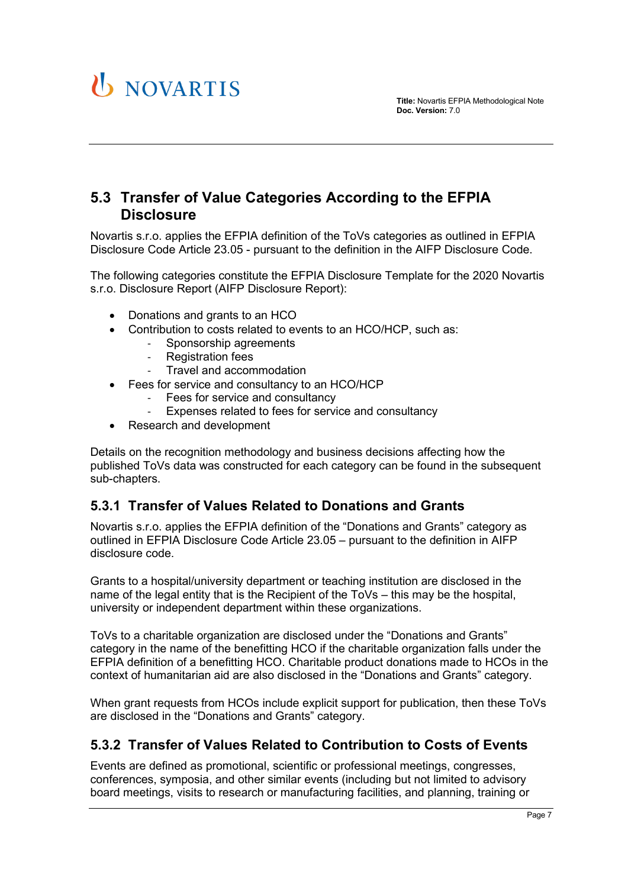## 5.3 Transfer of Value Categories According to the EFPIA Disclosure

Novartis s.r.o. applies the EFPIA definition of the ToVs categories as outlined in EFPIA Disclosure Code Article 23.05 - pursuant to the definition in the AIFP Disclosure Code.

The following categories constitute the EFPIA Disclosure Template for the 2020 Novartis s.r.o. Disclosure Report (AIFP Disclosure Report):

- Donations and grants to an HCO
- Contribution to costs related to events to an HCO/HCP, such as:
  - Sponsorship agreements
  - Registration fees
  - Travel and accommodation
- Fees for service and consultancy to an HCO/HCP
  - Fees for service and consultancy
  - Expenses related to fees for service and consultancy
- Research and development

Details on the recognition methodology and business decisions affecting how the published ToVs data was constructed for each category can be found in the subsequent sub-chapters.

### 5.3.1 Transfer of Values Related to Donations and Grants

Novartis s.r.o. applies the EFPIA definition of the "Donations and Grants" category as outlined in EFPIA Disclosure Code Article 23.05 – pursuant to the definition in AIFP disclosure code.

Grants to a hospital/university department or teaching institution are disclosed in the name of the legal entity that is the Recipient of the ToVs – this may be the hospital, university or independent department within these organizations.

ToVs to a charitable organization are disclosed under the "Donations and Grants" category in the name of the benefitting HCO if the charitable organization falls under the EFPIA definition of a benefitting HCO. Charitable product donations made to HCOs in the context of humanitarian aid are also disclosed in the "Donations and Grants" category.

When grant requests from HCOs include explicit support for publication, then these ToVs are disclosed in the "Donations and Grants" category.

### 5.3.2 Transfer of Values Related to Contribution to Costs of Events

Events are defined as promotional, scientific or professional meetings, congresses, conferences, symposia, and other similar events (including but not limited to advisory board meetings, visits to research or manufacturing facilities, and planning, training or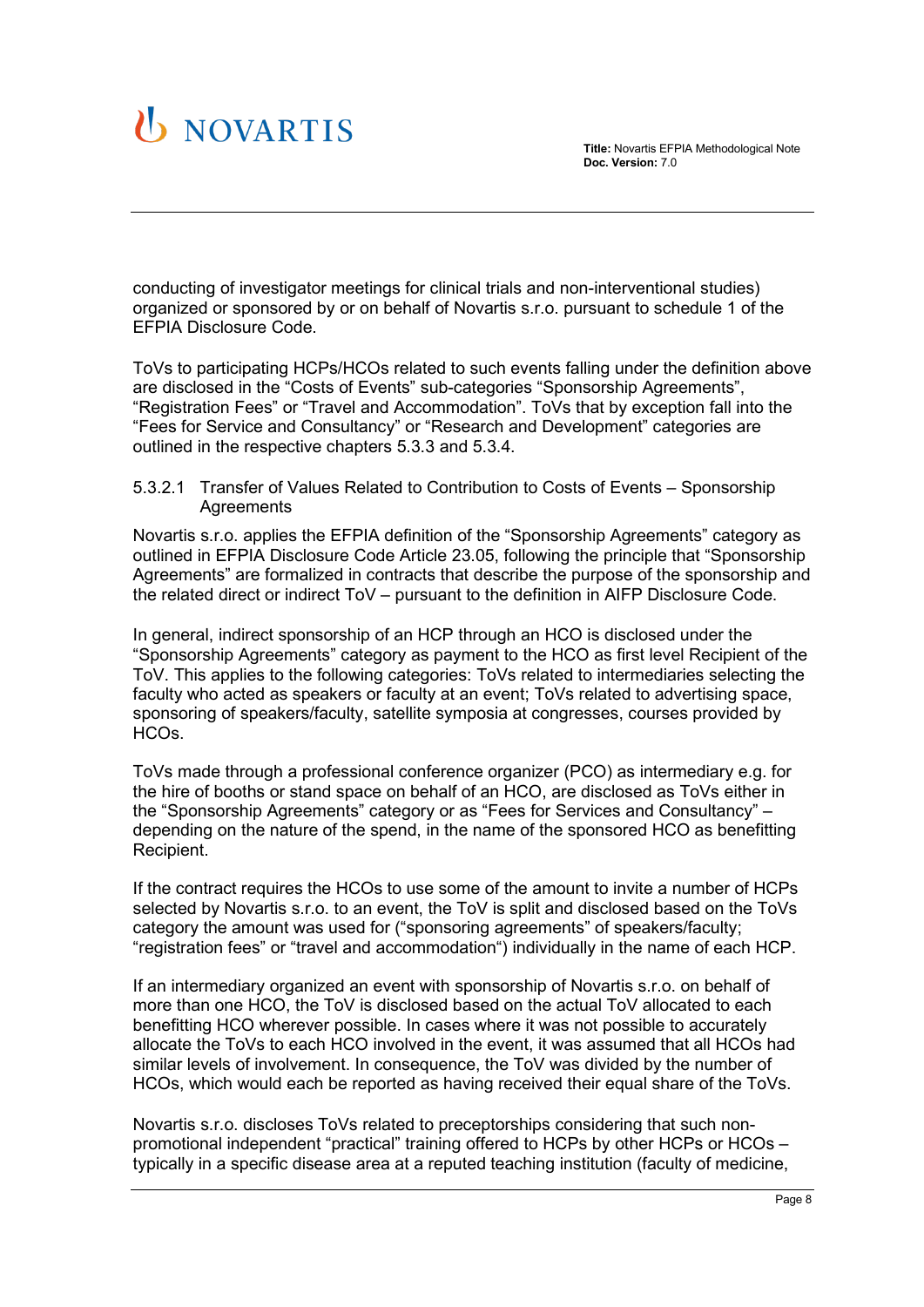conducting of investigator meetings for clinical trials and non-interventional studies) organized or sponsored by or on behalf of Novartis s.r.o. pursuant to schedule 1 of the EFPIA Disclosure Code.

ToVs to participating HCPs/HCOs related to such events falling under the definition above are disclosed in the "Costs of Events" sub-categories "Sponsorship Agreements", "Registration Fees" or "Travel and Accommodation". ToVs that by exception fall into the "Fees for Service and Consultancy" or "Research and Development" categories are outlined in the respective chapters 5.3.3 and 5.3.4.

#### 5.3.2.1 Transfer of Values Related to Contribution to Costs of Events – Sponsorship Agreements

Novartis s.r.o. applies the EFPIA definition of the "Sponsorship Agreements" category as outlined in EFPIA Disclosure Code Article 23.05, following the principle that "Sponsorship Agreements" are formalized in contracts that describe the purpose of the sponsorship and the related direct or indirect ToV – pursuant to the definition in AIFP Disclosure Code.

In general, indirect sponsorship of an HCP through an HCO is disclosed under the "Sponsorship Agreements" category as payment to the HCO as first level Recipient of the ToV. This applies to the following categories: ToVs related to intermediaries selecting the faculty who acted as speakers or faculty at an event; ToVs related to advertising space, sponsoring of speakers/faculty, satellite symposia at congresses, courses provided by HCOs.

ToVs made through a professional conference organizer (PCO) as intermediary e.g. for the hire of booths or stand space on behalf of an HCO, are disclosed as ToVs either in the "Sponsorship Agreements" category or as "Fees for Services and Consultancy" – depending on the nature of the spend, in the name of the sponsored HCO as benefitting Recipient.

If the contract requires the HCOs to use some of the amount to invite a number of HCPs selected by Novartis s.r.o. to an event, the ToV is split and disclosed based on the ToVs category the amount was used for ("sponsoring agreements" of speakers/faculty; "registration fees" or "travel and accommodation") individually in the name of each HCP.

If an intermediary organized an event with sponsorship of Novartis s.r.o. on behalf of more than one HCO, the ToV is disclosed based on the actual ToV allocated to each benefitting HCO wherever possible. In cases where it was not possible to accurately allocate the ToVs to each HCO involved in the event, it was assumed that all HCOs had similar levels of involvement. In consequence, the ToV was divided by the number of HCOs, which would each be reported as having received their equal share of the ToVs.

Novartis s.r.o. discloses ToVs related to preceptorships considering that such non-promotional independent "practical" training offered to HCPs by other HCPs or HCOs – typically in a specific disease area at a reputed teaching institution (faculty of medicine,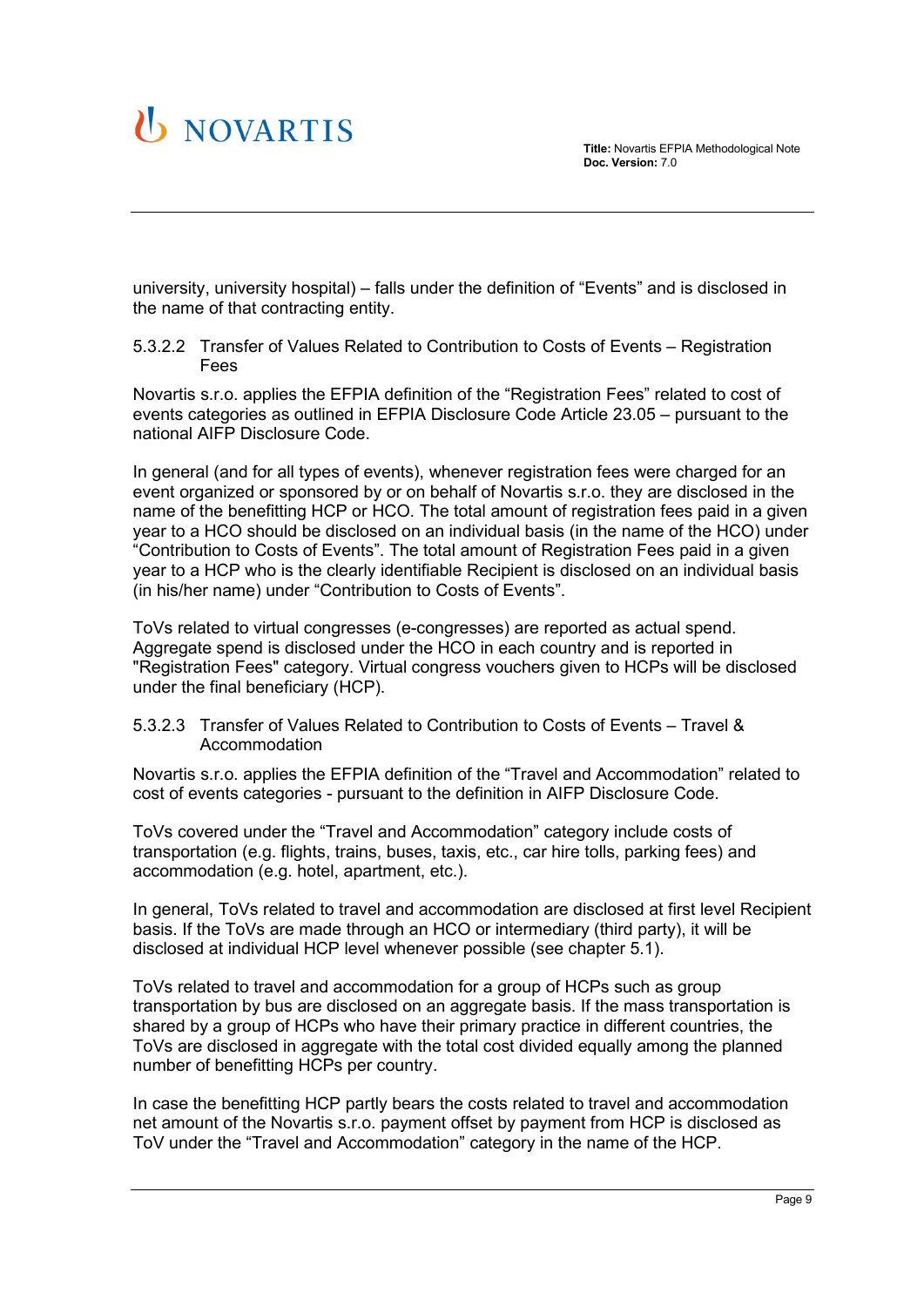university, university hospital) – falls under the definition of "Events" and is disclosed in the name of that contracting entity.

#### 5.3.2.2 Transfer of Values Related to Contribution to Costs of Events – Registration Fees

Novartis s.r.o. applies the EFPIA definition of the "Registration Fees" related to cost of events categories as outlined in EFPIA Disclosure Code Article 23.05 – pursuant to the national AIFP Disclosure Code.

In general (and for all types of events), whenever registration fees were charged for an event organized or sponsored by or on behalf of Novartis s.r.o. they are disclosed in the name of the benefitting HCP or HCO. The total amount of registration fees paid in a given year to a HCO should be disclosed on an individual basis (in the name of the HCO) under "Contribution to Costs of Events". The total amount of Registration Fees paid in a given year to a HCP who is the clearly identifiable Recipient is disclosed on an individual basis (in his/her name) under "Contribution to Costs of Events".

ToVs related to virtual congresses (e-congresses) are reported as actual spend. Aggregate spend is disclosed under the HCO in each country and is reported in "Registration Fees" category. Virtual congress vouchers given to HCPs will be disclosed under the final beneficiary (HCP).

#### 5.3.2.3 Transfer of Values Related to Contribution to Costs of Events – Travel & Accommodation

Novartis s.r.o. applies the EFPIA definition of the "Travel and Accommodation" related to cost of events categories - pursuant to the definition in AIFP Disclosure Code.

ToVs covered under the "Travel and Accommodation" category include costs of transportation (e.g. flights, trains, buses, taxis, etc., car hire tolls, parking fees) and accommodation (e.g. hotel, apartment, etc.).

In general, ToVs related to travel and accommodation are disclosed at first level Recipient basis. If the ToVs are made through an HCO or intermediary (third party), it will be disclosed at individual HCP level whenever possible (see chapter 5.1).

ToVs related to travel and accommodation for a group of HCPs such as group transportation by bus are disclosed on an aggregate basis. If the mass transportation is shared by a group of HCPs who have their primary practice in different countries, the ToVs are disclosed in aggregate with the total cost divided equally among the planned number of benefitting HCPs per country.

In case the benefitting HCP partly bears the costs related to travel and accommodation net amount of the Novartis s.r.o. payment offset by payment from HCP is disclosed as ToV under the "Travel and Accommodation" category in the name of the HCP.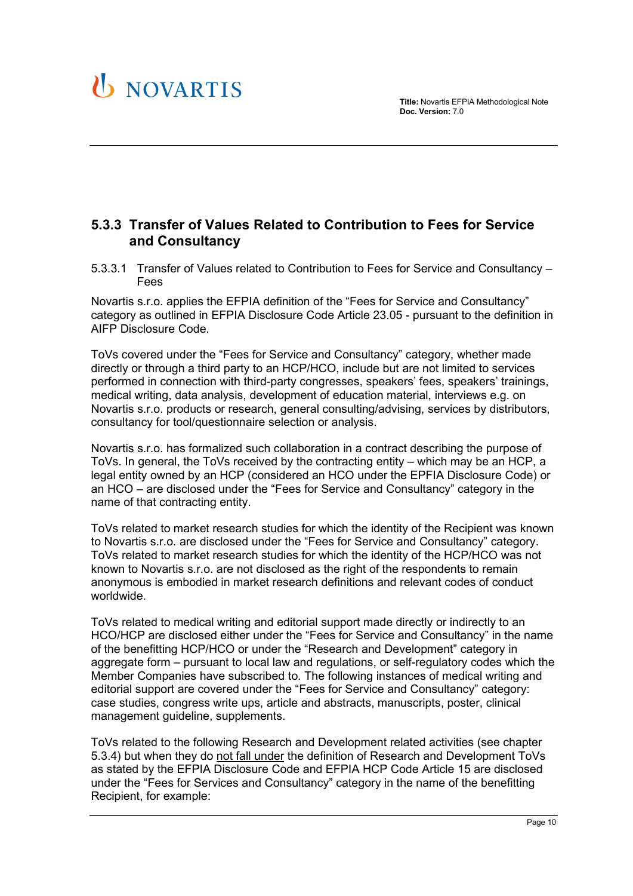### 5.3.3 Transfer of Values Related to Contribution to Fees for Service and Consultancy

#### 5.3.3.1 Transfer of Values related to Contribution to Fees for Service and Consultancy – Fees

Novartis s.r.o. applies the EFPIA definition of the “Fees for Service and Consultancy” category as outlined in EFPIA Disclosure Code Article 23.05 - pursuant to the definition in AIFP Disclosure Code.

ToVs covered under the “Fees for Service and Consultancy” category, whether made directly or through a third party to an HCP/HCO, include but are not limited to services performed in connection with third-party congresses, speakers’ fees, speakers’ trainings, medical writing, data analysis, development of education material, interviews e.g. on Novartis s.r.o. products or research, general consulting/advising, services by distributors, consultancy for tool/questionnaire selection or analysis.

Novartis s.r.o. has formalized such collaboration in a contract describing the purpose of ToVs. In general, the ToVs received by the contracting entity – which may be an HCP, a legal entity owned by an HCP (considered an HCO under the EPFIA Disclosure Code) or an HCO – are disclosed under the “Fees for Service and Consultancy” category in the name of that contracting entity.

ToVs related to market research studies for which the identity of the Recipient was known to Novartis s.r.o. are disclosed under the “Fees for Service and Consultancy” category. ToVs related to market research studies for which the identity of the HCP/HCO was not known to Novartis s.r.o. are not disclosed as the right of the respondents to remain anonymous is embodied in market research definitions and relevant codes of conduct worldwide.

ToVs related to medical writing and editorial support made directly or indirectly to an HCO/HCP are disclosed either under the “Fees for Service and Consultancy” in the name of the benefitting HCP/HCO or under the “Research and Development” category in aggregate form – pursuant to local law and regulations, or self-regulatory codes which the Member Companies have subscribed to. The following instances of medical writing and editorial support are covered under the “Fees for Service and Consultancy” category: case studies, congress write ups, article and abstracts, manuscripts, poster, clinical management guideline, supplements.

ToVs related to the following Research and Development related activities (see chapter 5.3.4) but when they do not fall under the definition of Research and Development ToVs as stated by the EFPIA Disclosure Code and EFPIA HCP Code Article 15 are disclosed under the “Fees for Services and Consultancy” category in the name of the benefitting Recipient, for example: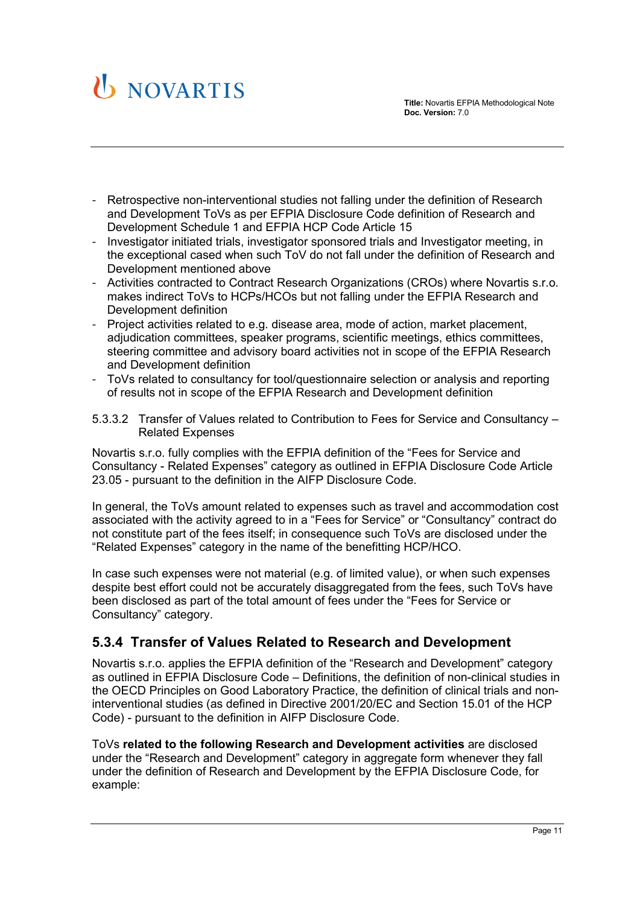- Retrospective non-interventional studies not falling under the definition of Research and Development ToVs as per EFPIA Disclosure Code definition of Research and Development Schedule 1 and EFPIA HCP Code Article 15
- Investigator initiated trials, investigator sponsored trials and Investigator meeting, in the exceptional cased when such ToV do not fall under the definition of Research and Development mentioned above
- Activities contracted to Contract Research Organizations (CROs) where Novartis s.r.o. makes indirect ToVs to HCPs/HCOs but not falling under the EFPIA Research and Development definition
- Project activities related to e.g. disease area, mode of action, market placement, adjudication committees, speaker programs, scientific meetings, ethics committees, steering committee and advisory board activities not in scope of the EFPIA Research and Development definition
- ToVs related to consultancy for tool/questionnaire selection or analysis and reporting of results not in scope of the EFPIA Research and Development definition

#### 5.3.3.2 Transfer of Values related to Contribution to Fees for Service and Consultancy – Related Expenses

Novartis s.r.o. fully complies with the EFPIA definition of the "Fees for Service and Consultancy - Related Expenses" category as outlined in EFPIA Disclosure Code Article 23.05 - pursuant to the definition in the AIFP Disclosure Code.

In general, the ToVs amount related to expenses such as travel and accommodation cost associated with the activity agreed to in a "Fees for Service" or "Consultancy" contract do not constitute part of the fees itself; in consequence such ToVs are disclosed under the "Related Expenses" category in the name of the benefitting HCP/HCO.

In case such expenses were not material (e.g. of limited value), or when such expenses despite best effort could not be accurately disaggregated from the fees, such ToVs have been disclosed as part of the total amount of fees under the "Fees for Service or Consultancy" category.

### 5.3.4 Transfer of Values Related to Research and Development

Novartis s.r.o. applies the EFPIA definition of the "Research and Development" category as outlined in EFPIA Disclosure Code – Definitions, the definition of non-clinical studies in the OECD Principles on Good Laboratory Practice, the definition of clinical trials and non-interventional studies (as defined in Directive 2001/20/EC and Section 15.01 of the HCP Code) - pursuant to the definition in AIFP Disclosure Code.

ToVs **related to the following Research and Development activities** are disclosed under the "Research and Development" category in aggregate form whenever they fall under the definition of Research and Development by the EFPIA Disclosure Code, for example: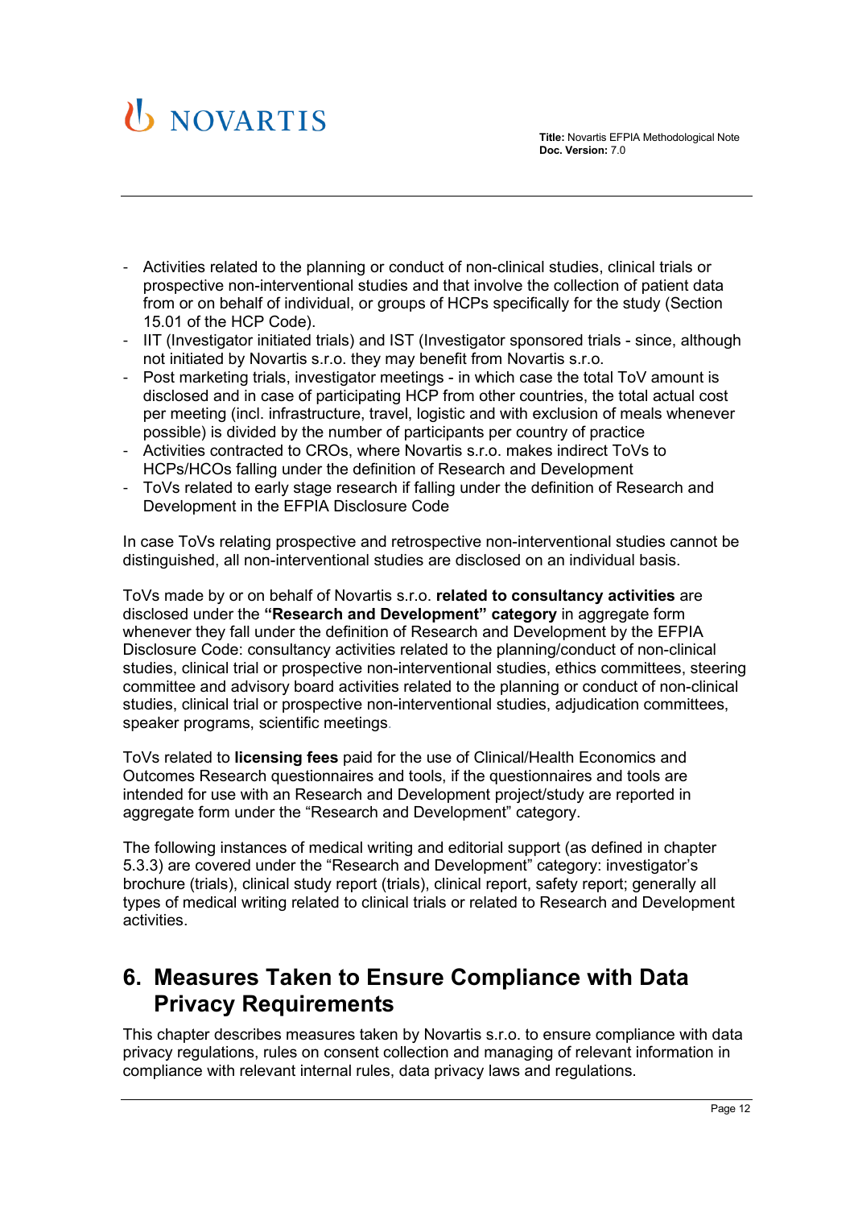- Activities related to the planning or conduct of non-clinical studies, clinical trials or prospective non-interventional studies and that involve the collection of patient data from or on behalf of individual, or groups of HCPs specifically for the study (Section 15.01 of the HCP Code).
- IIT (Investigator initiated trials) and IST (Investigator sponsored trials - since, although not initiated by Novartis s.r.o. they may benefit from Novartis s.r.o.
- Post marketing trials, investigator meetings - in which case the total ToV amount is disclosed and in case of participating HCP from other countries, the total actual cost per meeting (incl. infrastructure, travel, logistic and with exclusion of meals whenever possible) is divided by the number of participants per country of practice
- Activities contracted to CROs, where Novartis s.r.o. makes indirect ToVs to HCPs/HCOs falling under the definition of Research and Development
- ToVs related to early stage research if falling under the definition of Research and Development in the EFPIA Disclosure Code

In case ToVs relating prospective and retrospective non-interventional studies cannot be distinguished, all non-interventional studies are disclosed on an individual basis.

ToVs made by or on behalf of Novartis s.r.o. **related to consultancy activities** are disclosed under the **"Research and Development" category** in aggregate form whenever they fall under the definition of Research and Development by the EFPIA Disclosure Code: consultancy activities related to the planning/conduct of non-clinical studies, clinical trial or prospective non-interventional studies, ethics committees, steering committee and advisory board activities related to the planning or conduct of non-clinical studies, clinical trial or prospective non-interventional studies, adjudication committees, speaker programs, scientific meetings.

ToVs related to **licensing fees** paid for the use of Clinical/Health Economics and Outcomes Research questionnaires and tools, if the questionnaires and tools are intended for use with an Research and Development project/study are reported in aggregate form under the "Research and Development" category.

The following instances of medical writing and editorial support (as defined in chapter 5.3.3) are covered under the "Research and Development" category: investigator's brochure (trials), clinical study report (trials), clinical report, safety report; generally all types of medical writing related to clinical trials or related to Research and Development activities.

# 6. Measures Taken to Ensure Compliance with Data Privacy Requirements

This chapter describes measures taken by Novartis s.r.o. to ensure compliance with data privacy regulations, rules on consent collection and managing of relevant information in compliance with relevant internal rules, data privacy laws and regulations.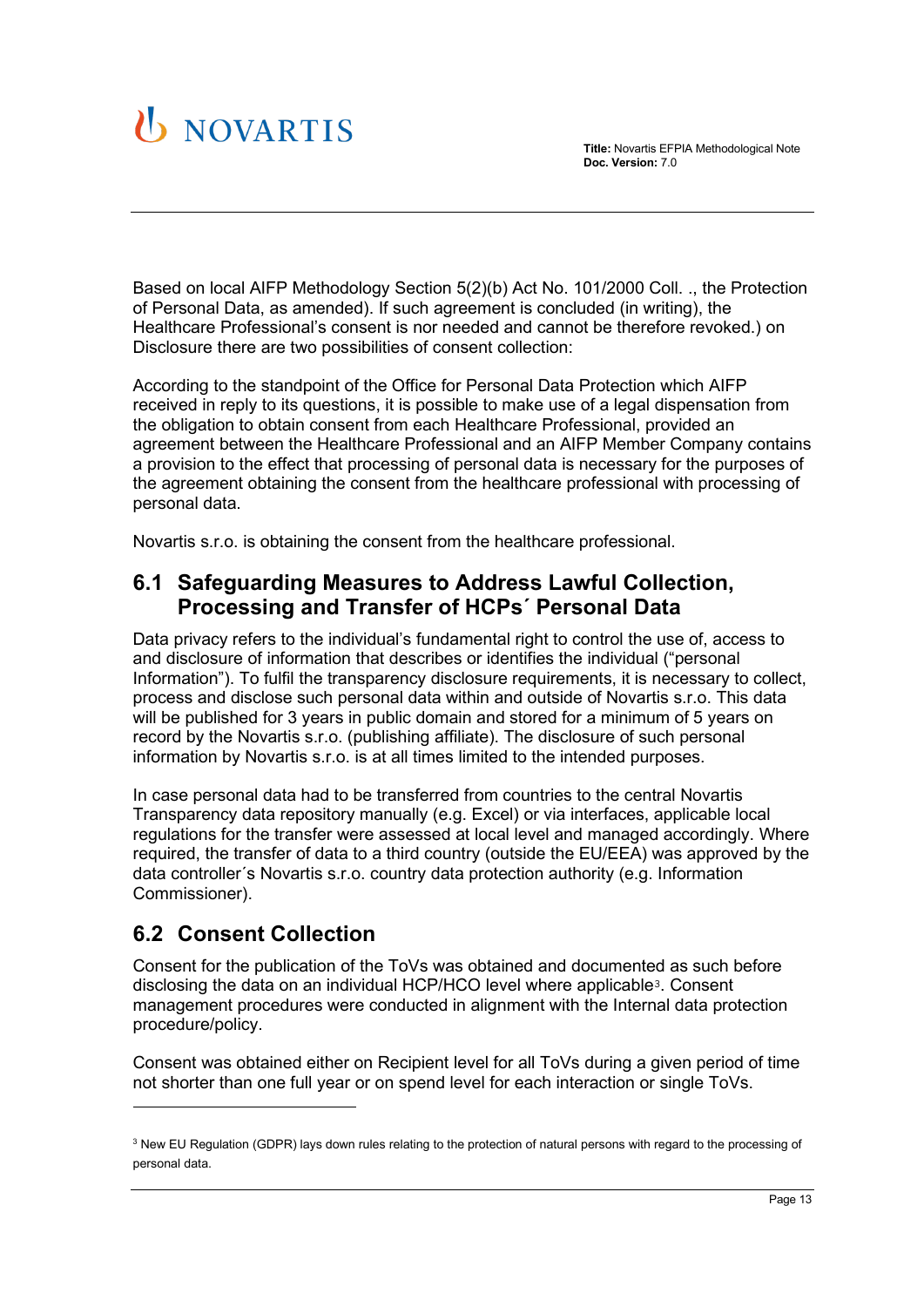Based on local AIFP Methodology Section 5(2)(b) Act No. 101/2000 Coll. ., the Protection of Personal Data, as amended). If such agreement is concluded (in writing), the Healthcare Professional's consent is nor needed and cannot be therefore revoked.) on Disclosure there are two possibilities of consent collection:

According to the standpoint of the Office for Personal Data Protection which AIFP received in reply to its questions, it is possible to make use of a legal dispensation from the obligation to obtain consent from each Healthcare Professional, provided an agreement between the Healthcare Professional and an AIFP Member Company contains a provision to the effect that processing of personal data is necessary for the purposes of the agreement obtaining the consent from the healthcare professional with processing of personal data.

Novartis s.r.o. is obtaining the consent from the healthcare professional.

## 6.1 Safeguarding Measures to Address Lawful Collection, Processing and Transfer of HCPs´ Personal Data

Data privacy refers to the individual's fundamental right to control the use of, access to and disclosure of information that describes or identifies the individual ("personal Information"). To fulfil the transparency disclosure requirements, it is necessary to collect, process and disclose such personal data within and outside of Novartis s.r.o. This data will be published for 3 years in public domain and stored for a minimum of 5 years on record by the Novartis s.r.o. (publishing affiliate). The disclosure of such personal information by Novartis s.r.o. is at all times limited to the intended purposes.

In case personal data had to be transferred from countries to the central Novartis Transparency data repository manually (e.g. Excel) or via interfaces, applicable local regulations for the transfer were assessed at local level and managed accordingly. Where required, the transfer of data to a third country (outside the EU/EEA) was approved by the data controller´s Novartis s.r.o. country data protection authority (e.g. Information Commissioner).

## 6.2 Consent Collection

Consent for the publication of the ToVs was obtained and documented as such before disclosing the data on an individual HCP/HCO level where applicable[3]. Consent management procedures were conducted in alignment with the Internal data protection procedure/policy.

Consent was obtained either on Recipient level for all ToVs during a given period of time not shorter than one full year or on spend level for each interaction or single ToVs.

---

[3] New EU Regulation (GDPR) lays down rules relating to the protection of natural persons with regard to the processing of personal data.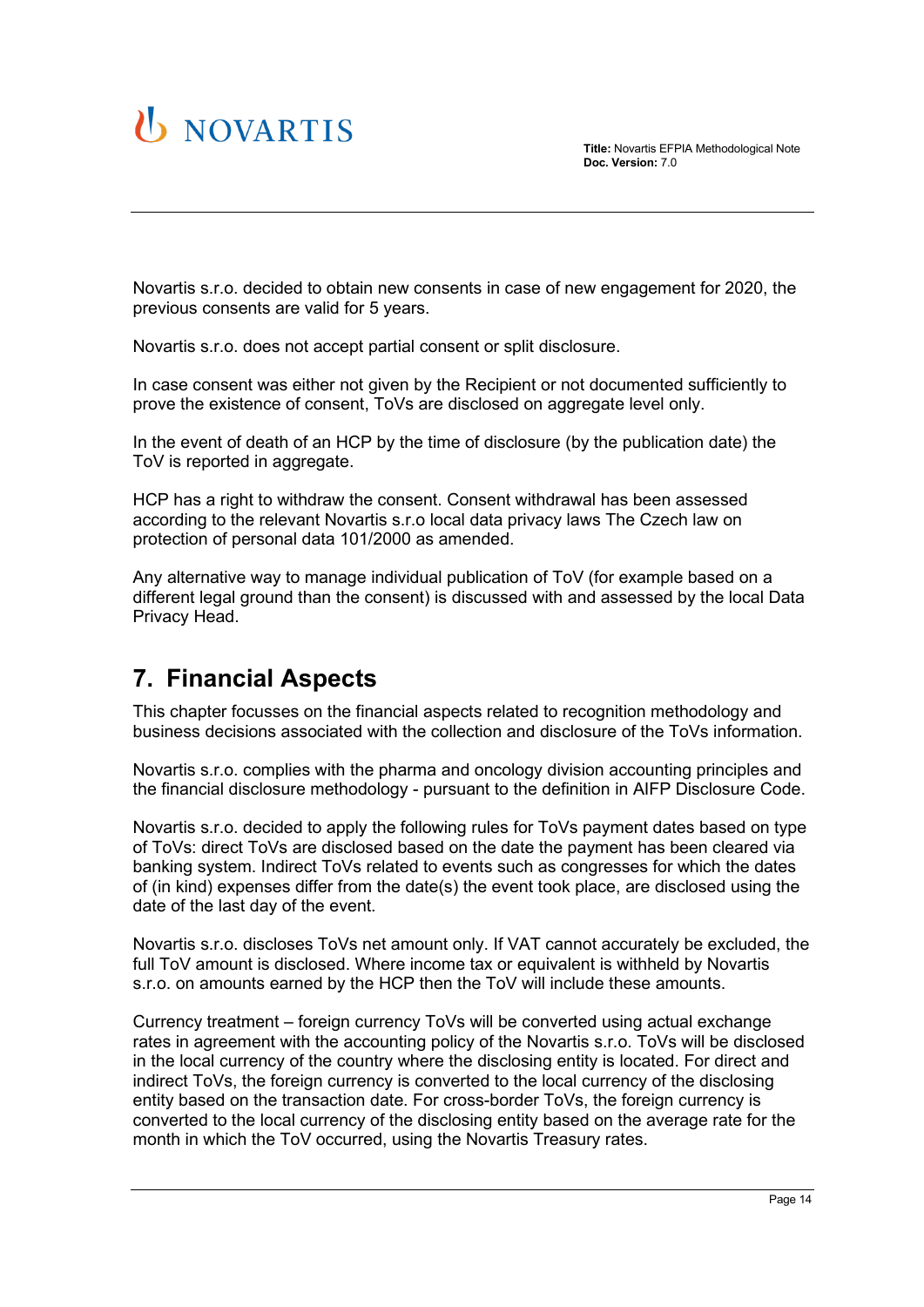Novartis s.r.o. decided to obtain new consents in case of new engagement for 2020, the previous consents are valid for 5 years.

Novartis s.r.o. does not accept partial consent or split disclosure.

In case consent was either not given by the Recipient or not documented sufficiently to prove the existence of consent, ToVs are disclosed on aggregate level only.

In the event of death of an HCP by the time of disclosure (by the publication date) the ToV is reported in aggregate.

HCP has a right to withdraw the consent. Consent withdrawal has been assessed according to the relevant Novartis s.r.o local data privacy laws The Czech law on protection of personal data 101/2000 as amended.

Any alternative way to manage individual publication of ToV (for example based on a different legal ground than the consent) is discussed with and assessed by the local Data Privacy Head.

# 7. Financial Aspects

This chapter focusses on the financial aspects related to recognition methodology and business decisions associated with the collection and disclosure of the ToVs information.

Novartis s.r.o. complies with the pharma and oncology division accounting principles and the financial disclosure methodology - pursuant to the definition in AIFP Disclosure Code.

Novartis s.r.o. decided to apply the following rules for ToVs payment dates based on type of ToVs: direct ToVs are disclosed based on the date the payment has been cleared via banking system. Indirect ToVs related to events such as congresses for which the dates of (in kind) expenses differ from the date(s) the event took place, are disclosed using the date of the last day of the event.

Novartis s.r.o. discloses ToVs net amount only. If VAT cannot accurately be excluded, the full ToV amount is disclosed. Where income tax or equivalent is withheld by Novartis s.r.o. on amounts earned by the HCP then the ToV will include these amounts.

Currency treatment – foreign currency ToVs will be converted using actual exchange rates in agreement with the accounting policy of the Novartis s.r.o. ToVs will be disclosed in the local currency of the country where the disclosing entity is located. For direct and indirect ToVs, the foreign currency is converted to the local currency of the disclosing entity based on the transaction date. For cross-border ToVs, the foreign currency is converted to the local currency of the disclosing entity based on the average rate for the month in which the ToV occurred, using the Novartis Treasury rates.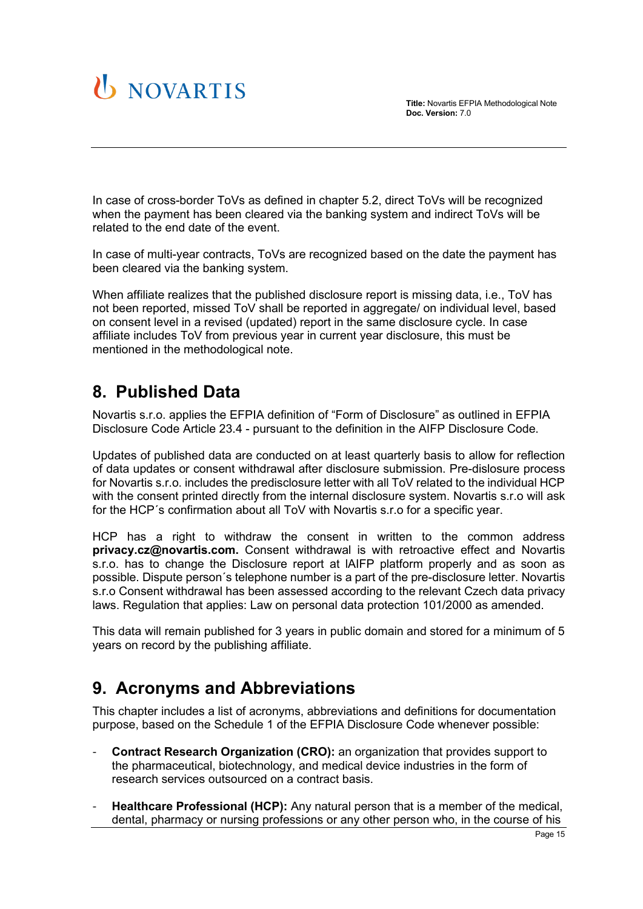In case of cross-border ToVs as defined in chapter 5.2, direct ToVs will be recognized when the payment has been cleared via the banking system and indirect ToVs will be related to the end date of the event.

In case of multi-year contracts, ToVs are recognized based on the date the payment has been cleared via the banking system.

When affiliate realizes that the published disclosure report is missing data, i.e., ToV has not been reported, missed ToV shall be reported in aggregate/ on individual level, based on consent level in a revised (updated) report in the same disclosure cycle. In case affiliate includes ToV from previous year in current year disclosure, this must be mentioned in the methodological note.

## 8. Published Data

Novartis s.r.o. applies the EFPIA definition of "Form of Disclosure" as outlined in EFPIA Disclosure Code Article 23.4 - pursuant to the definition in the AIFP Disclosure Code.

Updates of published data are conducted on at least quarterly basis to allow for reflection of data updates or consent withdrawal after disclosure submission. Pre-dislosure process for Novartis s.r.o. includes the predisclosure letter with all ToV related to the individual HCP with the consent printed directly from the internal disclosure system. Novartis s.r.o will ask for the HCP´s confirmation about all ToV with Novartis s.r.o for a specific year.

HCP has a right to withdraw the consent in written to the common address **privacy.cz@novartis.com.** Consent withdrawal is with retroactive effect and Novartis s.r.o. has to change the Disclosure report at lAIFP platform properly and as soon as possible. Dispute person´s telephone number is a part of the pre-disclosure letter. Novartis s.r.o Consent withdrawal has been assessed according to the relevant Czech data privacy laws. Regulation that applies: Law on personal data protection 101/2000 as amended.

This data will remain published for 3 years in public domain and stored for a minimum of 5 years on record by the publishing affiliate.

## 9. Acronyms and Abbreviations

This chapter includes a list of acronyms, abbreviations and definitions for documentation purpose, based on the Schedule 1 of the EFPIA Disclosure Code whenever possible:

- **Contract Research Organization (CRO):** an organization that provides support to the pharmaceutical, biotechnology, and medical device industries in the form of research services outsourced on a contract basis.
- **Healthcare Professional (HCP):** Any natural person that is a member of the medical, dental, pharmacy or nursing professions or any other person who, in the course of his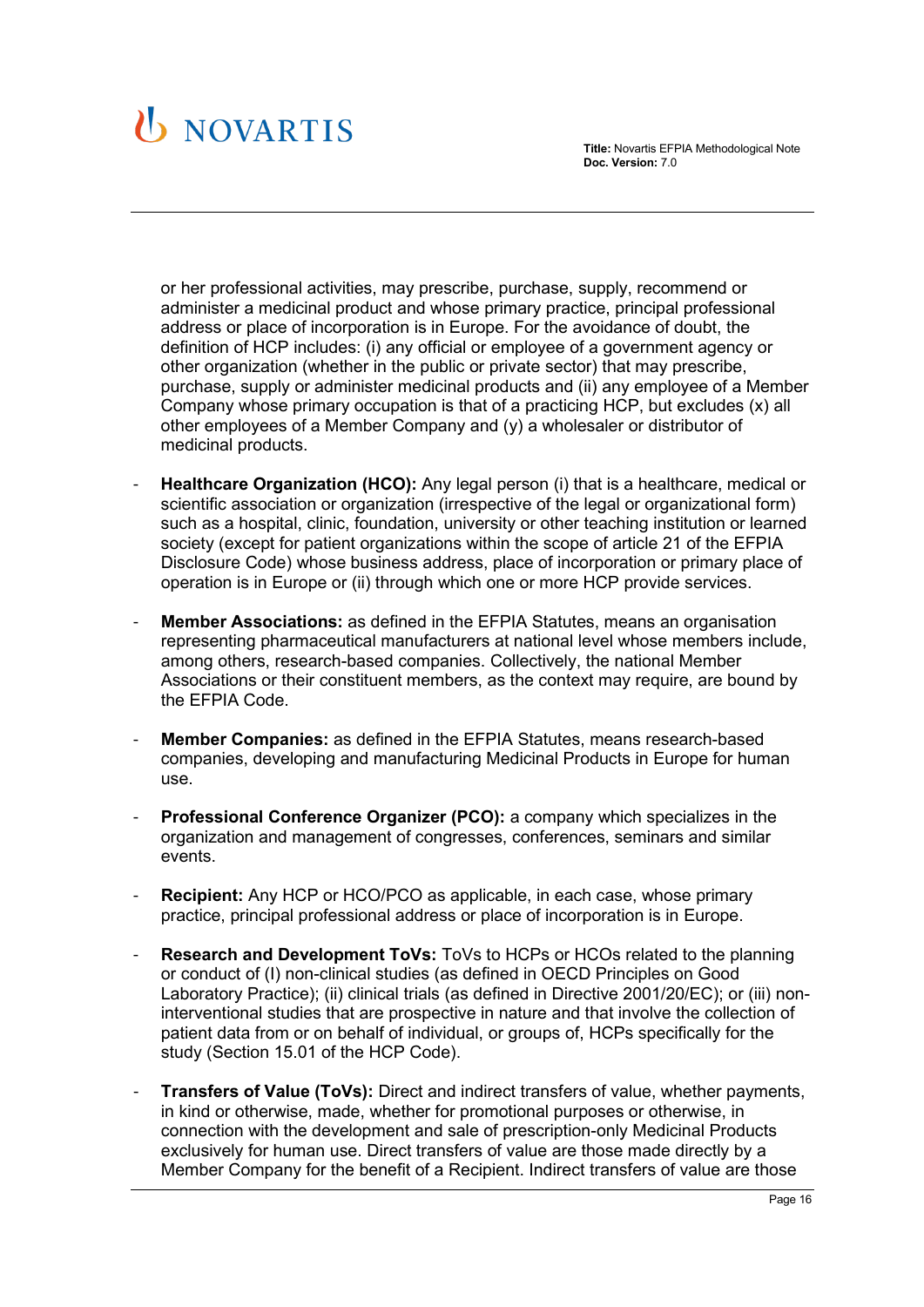or her professional activities, may prescribe, purchase, supply, recommend or administer a medicinal product and whose primary practice, principal professional address or place of incorporation is in Europe. For the avoidance of doubt, the definition of HCP includes: (i) any official or employee of a government agency or other organization (whether in the public or private sector) that may prescribe, purchase, supply or administer medicinal products and (ii) any employee of a Member Company whose primary occupation is that of a practicing HCP, but excludes (x) all other employees of a Member Company and (y) a wholesaler or distributor of medicinal products.

- **Healthcare Organization (HCO):** Any legal person (i) that is a healthcare, medical or scientific association or organization (irrespective of the legal or organizational form) such as a hospital, clinic, foundation, university or other teaching institution or learned society (except for patient organizations within the scope of article 21 of the EFPIA Disclosure Code) whose business address, place of incorporation or primary place of operation is in Europe or (ii) through which one or more HCP provide services.

- **Member Associations:** as defined in the EFPIA Statutes, means an organisation representing pharmaceutical manufacturers at national level whose members include, among others, research-based companies. Collectively, the national Member Associations or their constituent members, as the context may require, are bound by the EFPIA Code.

- **Member Companies:** as defined in the EFPIA Statutes, means research-based companies, developing and manufacturing Medicinal Products in Europe for human use.

- **Professional Conference Organizer (PCO):** a company which specializes in the organization and management of congresses, conferences, seminars and similar events.

- **Recipient:** Any HCP or HCO/PCO as applicable, in each case, whose primary practice, principal professional address or place of incorporation is in Europe.

- **Research and Development ToVs:** ToVs to HCPs or HCOs related to the planning or conduct of (I) non-clinical studies (as defined in OECD Principles on Good Laboratory Practice); (ii) clinical trials (as defined in Directive 2001/20/EC); or (iii) non-interventional studies that are prospective in nature and that involve the collection of patient data from or on behalf of individual, or groups of, HCPs specifically for the study (Section 15.01 of the HCP Code).

- **Transfers of Value (ToVs):** Direct and indirect transfers of value, whether payments, in kind or otherwise, made, whether for promotional purposes or otherwise, in connection with the development and sale of prescription-only Medicinal Products exclusively for human use. Direct transfers of value are those made directly by a Member Company for the benefit of a Recipient. Indirect transfers of value are those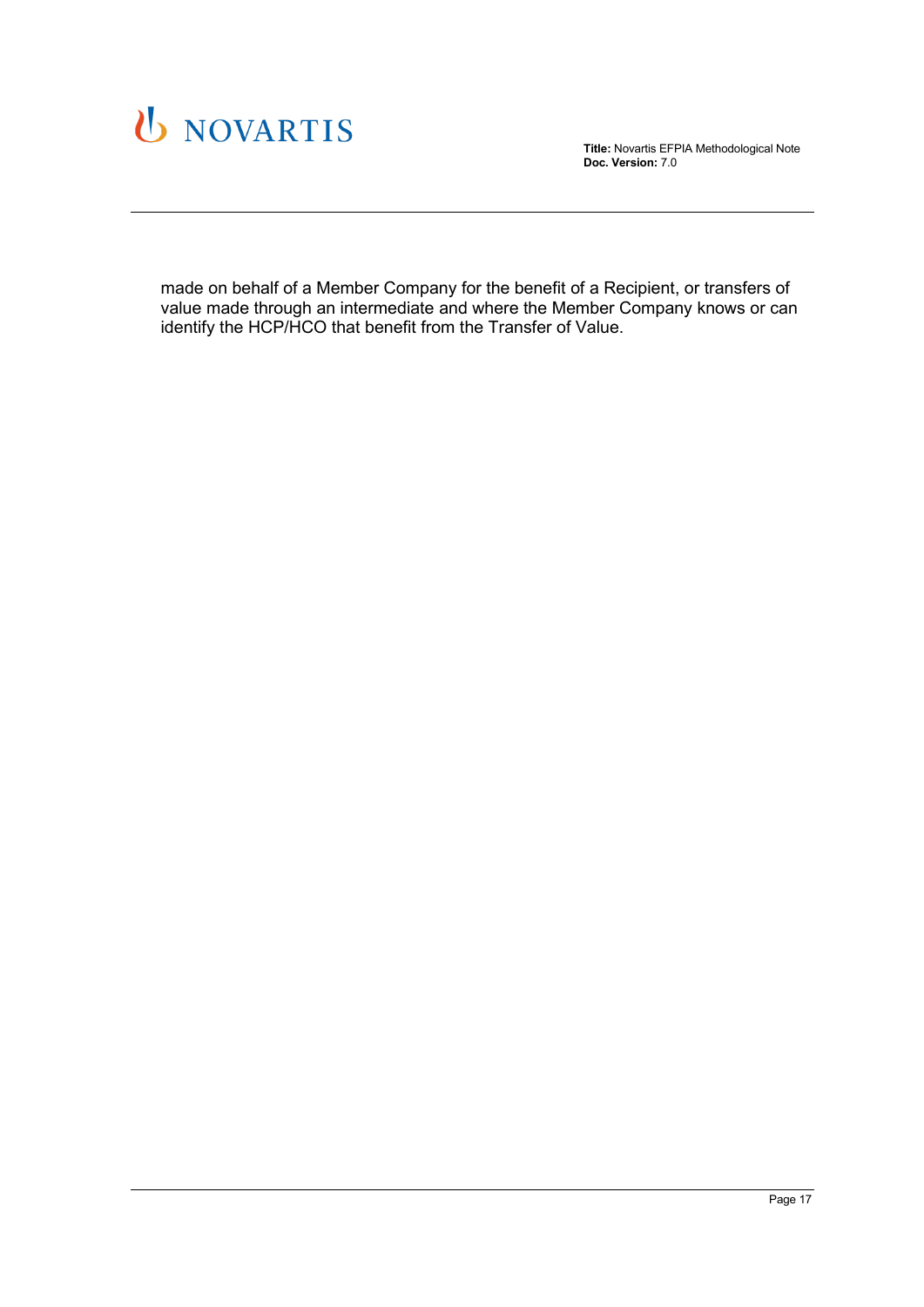made on behalf of a Member Company for the benefit of a Recipient, or transfers of value made through an intermediate and where the Member Company knows or can identify the HCP/HCO that benefit from the Transfer of Value.